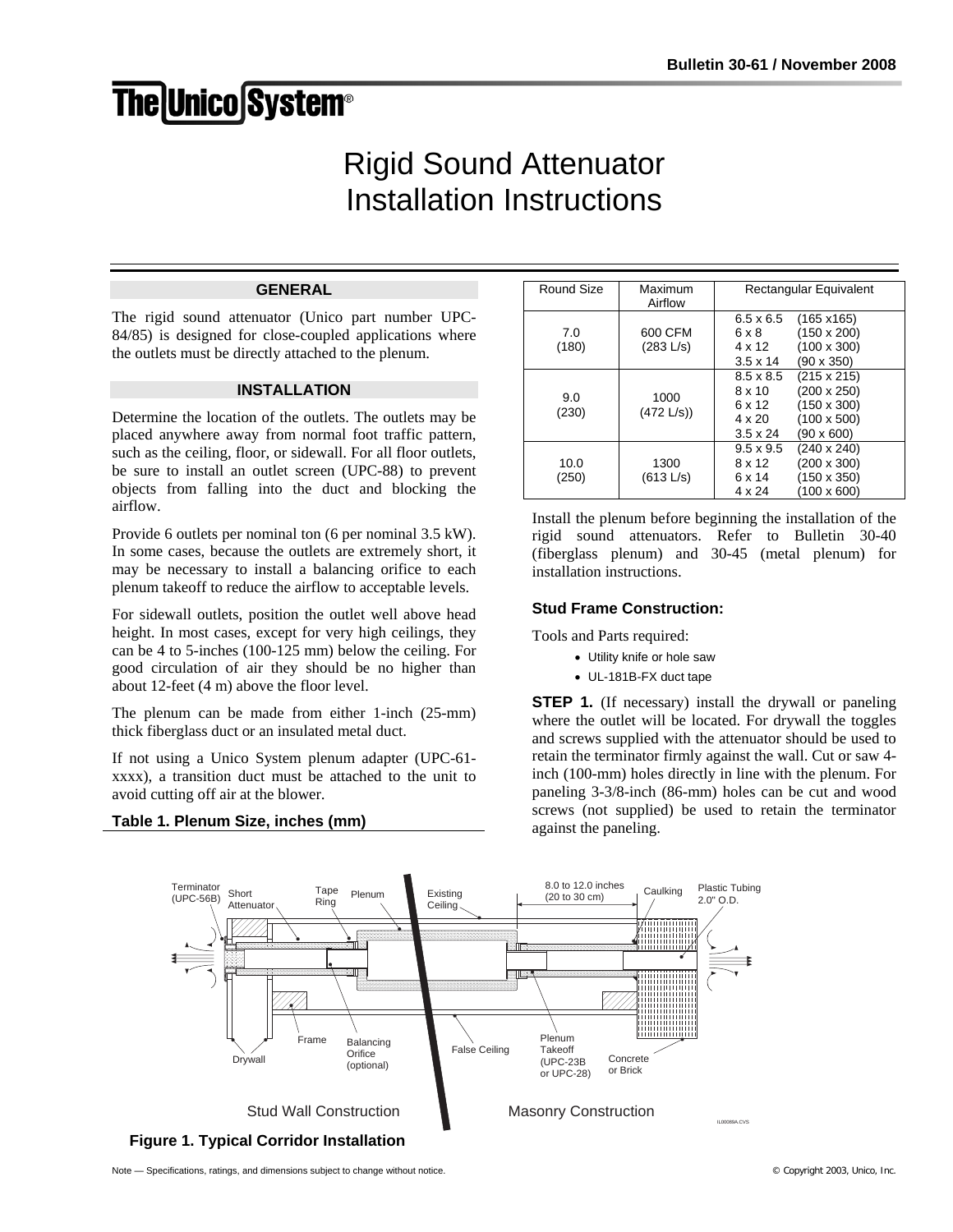# The Unico System®

# Rigid Sound Attenuator Installation Instructions

## GENERAL

The rigid sound attenuator (Unico part number UPC-84/85) is designed for close-coupled applications where the outlets must be directly attached to the plenum.

## INSTALLATION

Determine the location of the outlets. The outlets may be placed anywhere away from normal foot traffic pattern, such as the ceiling, floor, or sidewall. For all floor outlets, be sure to install an outlet screen (UPC-88) to prevent objects from falling into the duct and blocking the airflow.

Provide 6 outlets per nominal ton (6 per nominal 3.5 kW). In some cases, because the outlets are extremely short, it may be necessary to install a balancing orifice to each plenum takeoff to reduce the airflow to acceptable levels.

For sidewall outlets, position the outlet well above head height. In most cases, except for very high ceilings, they can be 4 to 5-inches (100-125 mm) below the ceiling. For good circulation of air they should be no higher than about 12-feet (4 m) above the floor level.

The plenum can be made from either 1-inch (25-mm) thick fiberglass duct or an insulated metal duct.

If not using a Unico System plenum adapter (UPC-61-xxxx), a transition duct must be attached to the unit to avoid cutting off air at the blower.

**Table 1. Plenum Size, inches (mm)**

| Round Size | Maximum Airflow | Rectangular Equivalent |
|---|---|---|
| 7.0 (180) | 600 CFM (283 L/s) | 6.5 x 6.5 (165 x165)<br>6 x 8 (150 x 200)<br>4 x 12 (100 x 300)<br>3.5 x 14 (90 x 350) |
| 9.0 (230) | 1000 (472 L/s)) | 8.5 x 8.5 (215 x 215)<br>8 x 10 (200 x 250)<br>6 x 12 (150 x 300)<br>4 x 20 (100 x 500)<br>3.5 x 24 (90 x 600) |
| 10.0 (250) | 1300 (613 L/s) | 9.5 x 9.5 (240 x 240)<br>8 x 12 (200 x 300)<br>6 x 14 (150 x 350)<br>4 x 24 (100 x 600) |

Install the plenum before beginning the installation of the rigid sound attenuators. Refer to Bulletin 30-40 (fiberglass plenum) and 30-45 (metal plenum) for installation instructions.

### Stud Frame Construction:

Tools and Parts required:

- Utility knife or hole saw
- UL-181B-FX duct tape

**STEP 1.** (If necessary) install the drywall or paneling where the outlet will be located. For drywall the toggles and screws supplied with the attenuator should be used to retain the terminator firmly against the wall. Cut or saw 4-inch (100-mm) holes directly in line with the plenum. For paneling 3-3/8-inch (86-mm) holes can be cut and wood screws (not supplied) be used to retain the terminator against the paneling.

**Figure 1. Typical Corridor Installation**

Note — Specifications, ratings, and dimensions subject to change without notice.

© Copyright 2003, Unico, Inc.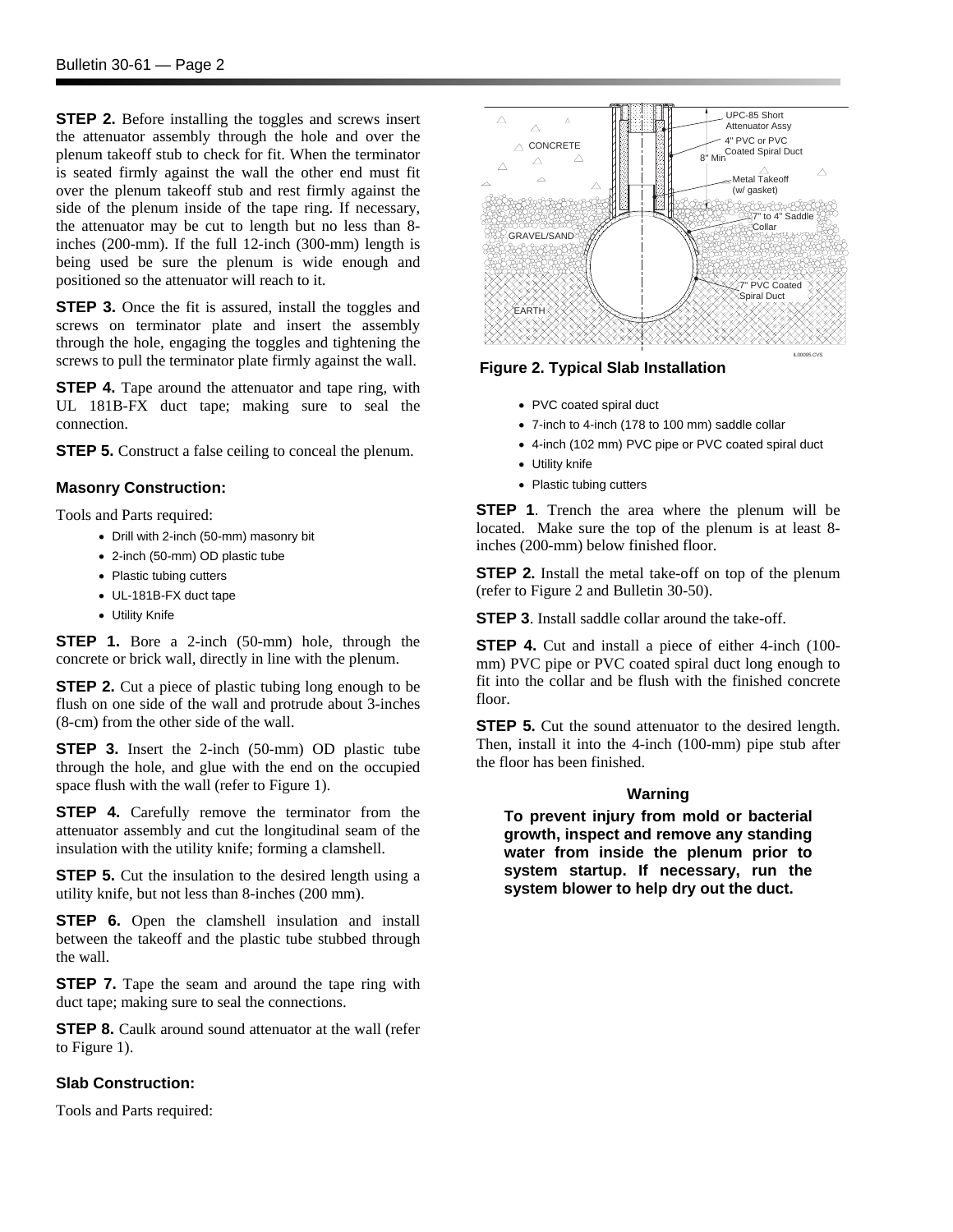**STEP 2.** Before installing the toggles and screws insert the attenuator assembly through the hole and over the plenum takeoff stub to check for fit. When the terminator is seated firmly against the wall the other end must fit over the plenum takeoff stub and rest firmly against the side of the plenum inside of the tape ring. If necessary, the attenuator may be cut to length but no less than 8-inches (200-mm). If the full 12-inch (300-mm) length is being used be sure the plenum is wide enough and positioned so the attenuator will reach to it.

**STEP 3.** Once the fit is assured, install the toggles and screws on terminator plate and insert the assembly through the hole, engaging the toggles and tightening the screws to pull the terminator plate firmly against the wall.

**STEP 4.** Tape around the attenuator and tape ring, with UL 181B-FX duct tape; making sure to seal the connection.

**STEP 5.** Construct a false ceiling to conceal the plenum.

### Masonry Construction:

Tools and Parts required:

- Drill with 2-inch (50-mm) masonry bit
- 2-inch (50-mm) OD plastic tube
- Plastic tubing cutters
- UL-181B-FX duct tape
- Utility Knife

**STEP 1.** Bore a 2-inch (50-mm) hole, through the concrete or brick wall, directly in line with the plenum.

**STEP 2.** Cut a piece of plastic tubing long enough to be flush on one side of the wall and protrude about 3-inches (8-cm) from the other side of the wall.

**STEP 3.** Insert the 2-inch (50-mm) OD plastic tube through the hole, and glue with the end on the occupied space flush with the wall (refer to Figure 1).

**STEP 4.** Carefully remove the terminator from the attenuator assembly and cut the longitudinal seam of the insulation with the utility knife; forming a clamshell.

**STEP 5.** Cut the insulation to the desired length using a utility knife, but not less than 8-inches (200 mm).

**STEP 6.** Open the clamshell insulation and install between the takeoff and the plastic tube stubbed through the wall.

**STEP 7.** Tape the seam and around the tape ring with duct tape; making sure to seal the connections.

**STEP 8.** Caulk around sound attenuator at the wall (refer to Figure 1).

### Slab Construction:

Tools and Parts required:

UPC-85 Short Attenuator Assy
4" PVC or PVC Coated Spiral Duct
8" Min
Metal Takeoff (w/ gasket)
7" to 4" Saddle Collar
7" PVC Coated Spiral Duct
CONCRETE
GRAVEL/SAND
EARTH
IL00095.CVS

**Figure 2. Typical Slab Installation**

- PVC coated spiral duct
- 7-inch to 4-inch (178 to 100 mm) saddle collar
- 4-inch (102 mm) PVC pipe or PVC coated spiral duct
- Utility knife
- Plastic tubing cutters

**STEP 1**. Trench the area where the plenum will be located. Make sure the top of the plenum is at least 8-inches (200-mm) below finished floor.

**STEP 2.** Install the metal take-off on top of the plenum (refer to Figure 2 and Bulletin 30-50).

**STEP 3**. Install saddle collar around the take-off.

**STEP 4.** Cut and install a piece of either 4-inch (100-mm) PVC pipe or PVC coated spiral duct long enough to fit into the collar and be flush with the finished concrete floor.

**STEP 5.** Cut the sound attenuator to the desired length. Then, install it into the 4-inch (100-mm) pipe stub after the floor has been finished.

**Warning**

**To prevent injury from mold or bacterial growth, inspect and remove any standing water from inside the plenum prior to system startup. If necessary, run the system blower to help dry out the duct.**